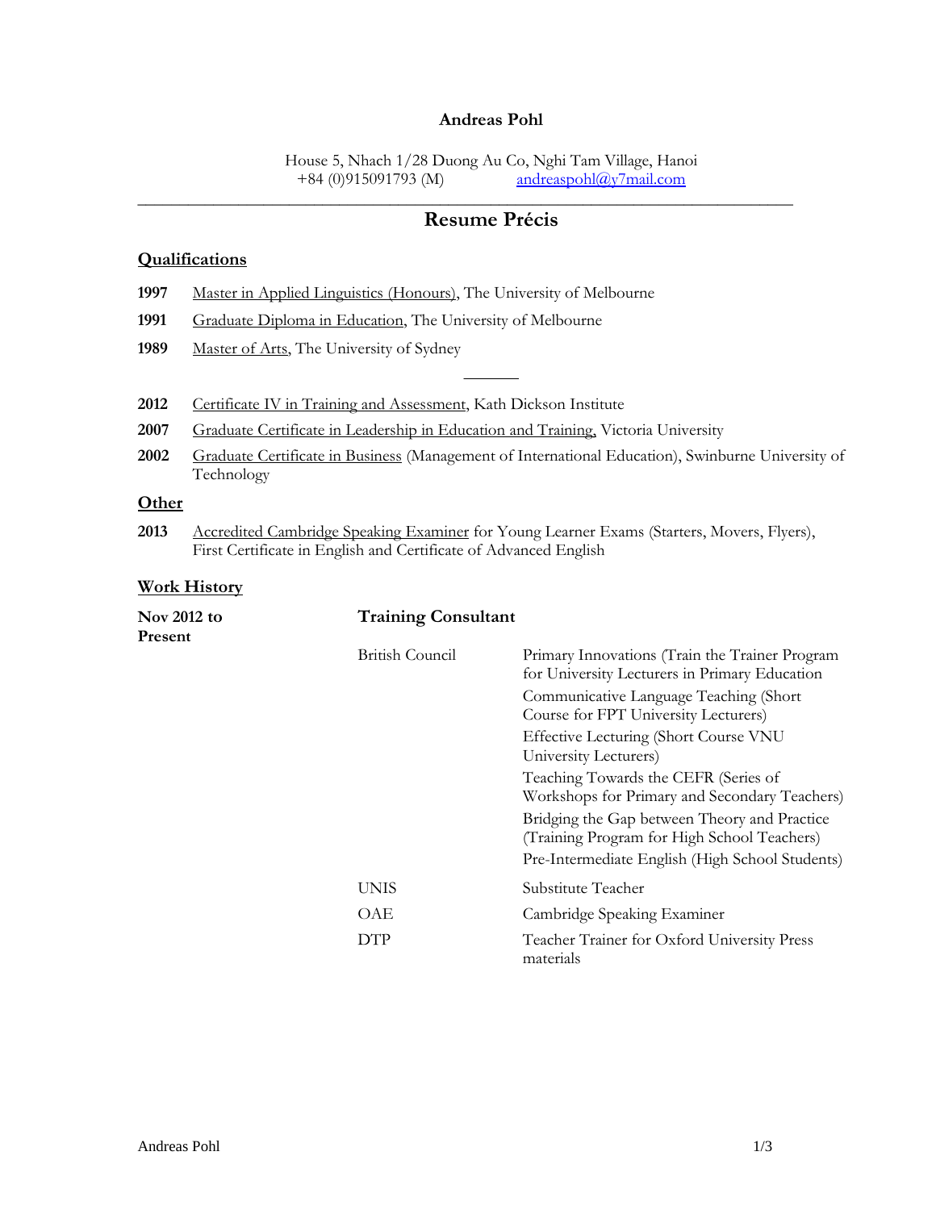**Andreas Pohl**

House 5, Nhach 1/28 Duong Au Co, Nghi Tam Village, Hanoi
+84 (0)915091793 (M) andreaspohl@y7mail.com

---

## Resume Précis

### Qualifications

**1997** Master in Applied Linguistics (Honours), The University of Melbourne

**1991** Graduate Diploma in Education, The University of Melbourne

**1989** Master of Arts, The University of Sydney

---

**2012** Certificate IV in Training and Assessment, Kath Dickson Institute

**2007** Graduate Certificate in Leadership in Education and Training, Victoria University

**2002** Graduate Certificate in Business (Management of International Education), Swinburne University of Technology

### Other

**2013** Accredited Cambridge Speaking Examiner for Young Learner Exams (Starters, Movers, Flyers), First Certificate in English and Certificate of Advanced English

### Work History

**Nov 2012 to Present** — **Training Consultant**

| | | |
|---|---|---|
| | British Council | Primary Innovations (Train the Trainer Program for University Lecturers in Primary Education |
| | | Communicative Language Teaching (Short Course for FPT University Lecturers) |
| | | Effective Lecturing (Short Course VNU University Lecturers) |
| | | Teaching Towards the CEFR (Series of Workshops for Primary and Secondary Teachers) |
| | | Bridging the Gap between Theory and Practice (Training Program for High School Teachers) |
| | | Pre-Intermediate English (High School Students) |
| | UNIS | Substitute Teacher |
| | OAE | Cambridge Speaking Examiner |
| | DTP | Teacher Trainer for Oxford University Press materials |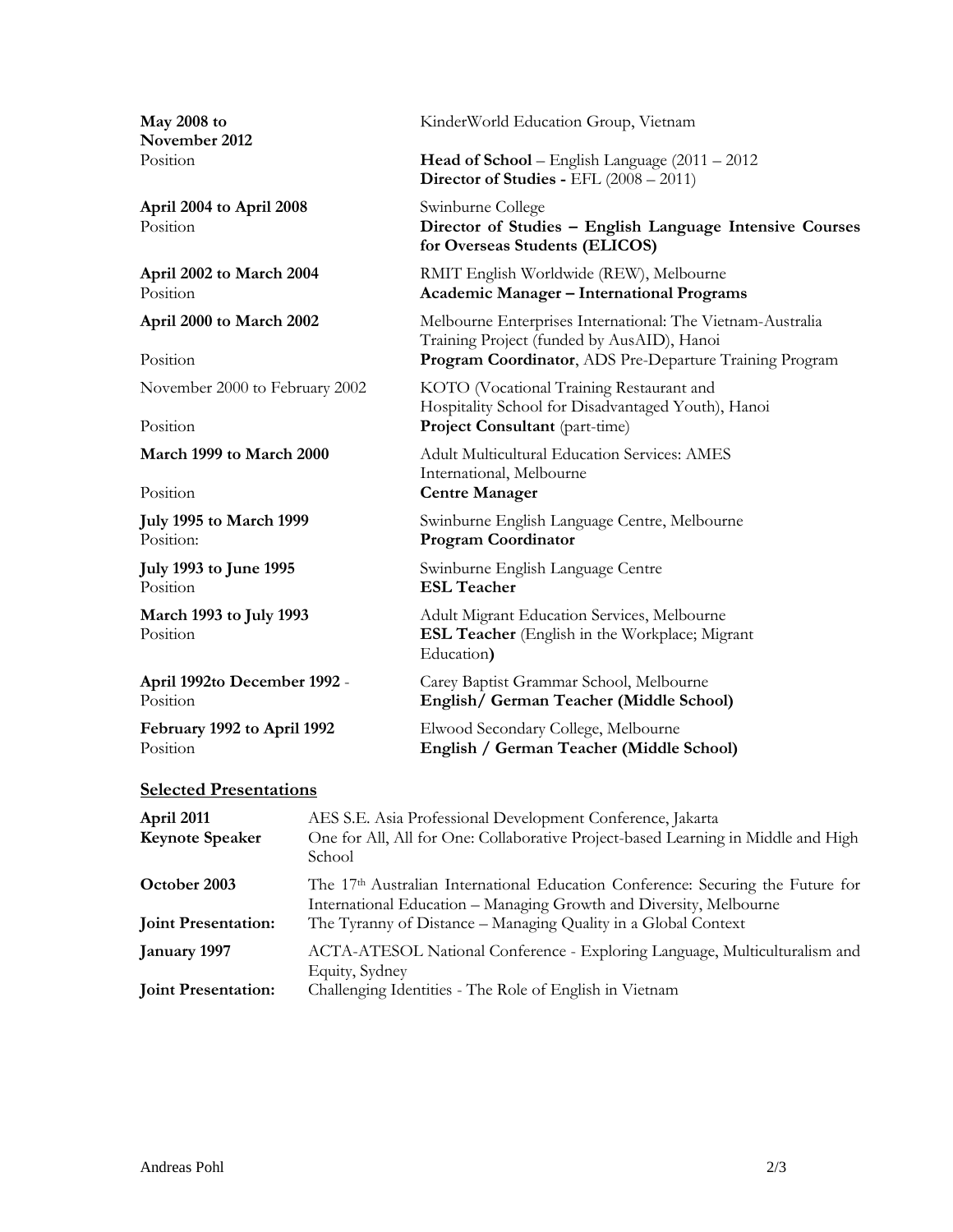**May 2008 to November 2012**
Position

KinderWorld Education Group, Vietnam

**Head of School** – English Language (2011 – 2012)
**Director of Studies -** EFL (2008 – 2011)

**April 2004 to April 2008**
Position

Swinburne College
**Director of Studies – English Language Intensive Courses for Overseas Students (ELICOS)**

**April 2002 to March 2004**
Position

RMIT English Worldwide (REW), Melbourne
**Academic Manager – International Programs**

**April 2000 to March 2002**
Position

Melbourne Enterprises International: The Vietnam-Australia Training Project (funded by AusAID), Hanoi
**Program Coordinator**, ADS Pre-Departure Training Program

November 2000 to February 2002
Position

KOTO (Vocational Training Restaurant and Hospitality School for Disadvantaged Youth), Hanoi
**Project Consultant** (part-time)

**March 1999 to March 2000**
Position

Adult Multicultural Education Services: AMES International, Melbourne
**Centre Manager**

**July 1995 to March 1999**
Position:

Swinburne English Language Centre, Melbourne
**Program Coordinator**

**July 1993 to June 1995**
Position

Swinburne English Language Centre
**ESL Teacher**

**March 1993 to July 1993**
Position

Adult Migrant Education Services, Melbourne
**ESL Teacher** (English in the Workplace; Migrant Education**)**

**April 1992to December 1992** -
Position

Carey Baptist Grammar School, Melbourne
**English/ German Teacher (Middle School)**

**February 1992 to April 1992**
Position

Elwood Secondary College, Melbourne
**English / German Teacher (Middle School)**

## Selected Presentations

**April 2011**
**Keynote Speaker**

AES S.E. Asia Professional Development Conference, Jakarta
One for All, All for One: Collaborative Project-based Learning in Middle and High School

**October 2003**

The 17th Australian International Education Conference: Securing the Future for International Education – Managing Growth and Diversity, Melbourne

**Joint Presentation:**
The Tyranny of Distance – Managing Quality in a Global Context

**January 1997**

ACTA-ATESOL National Conference - Exploring Language, Multiculturalism and Equity, Sydney

**Joint Presentation:**
Challenging Identities - The Role of English in Vietnam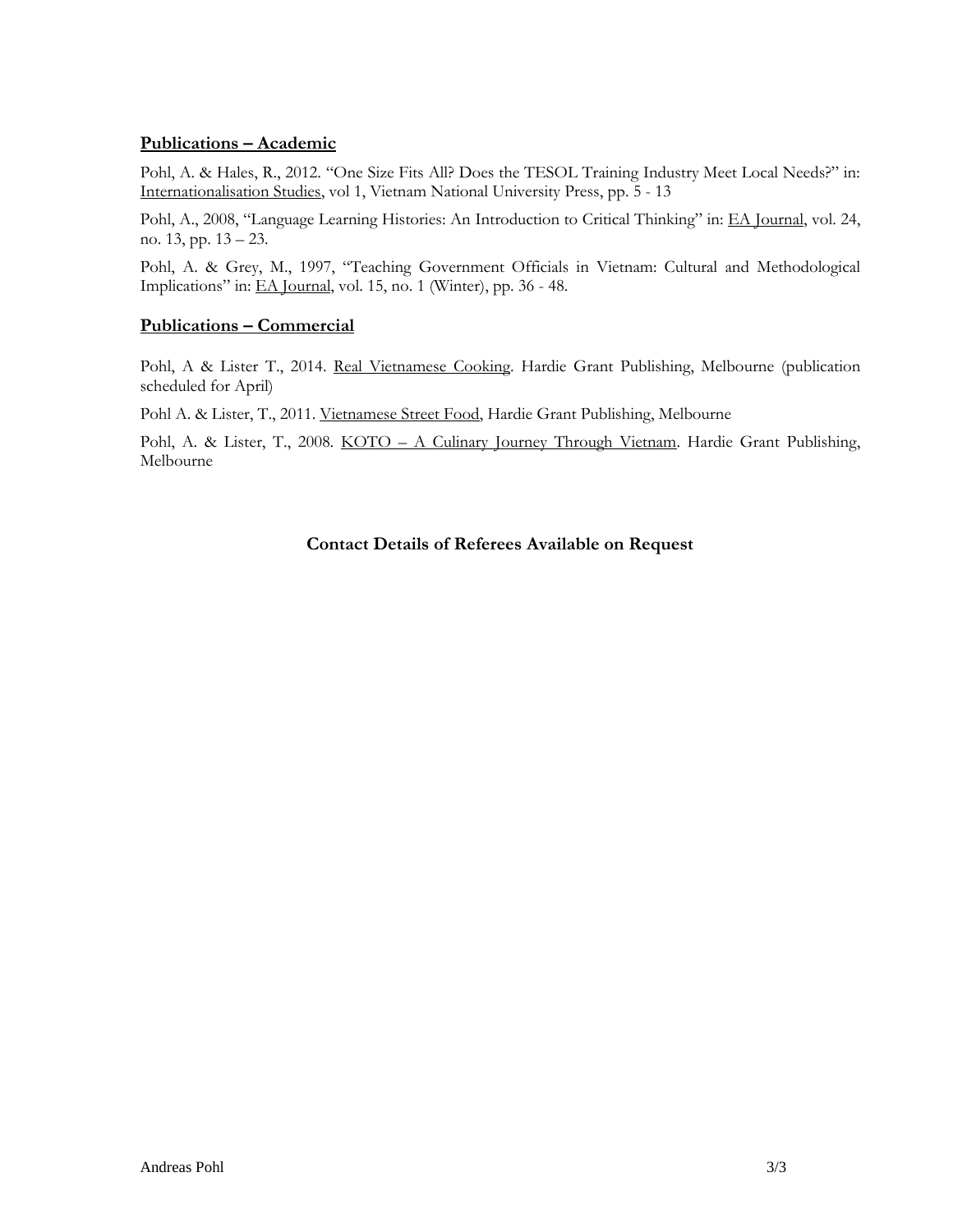## Publications – Academic

Pohl, A. & Hales, R., 2012. "One Size Fits All? Does the TESOL Training Industry Meet Local Needs?" in: Internationalisation Studies, vol 1, Vietnam National University Press, pp. 5 - 13

Pohl, A., 2008, "Language Learning Histories: An Introduction to Critical Thinking" in: EA Journal, vol. 24, no. 13, pp. 13 – 23.

Pohl, A. & Grey, M., 1997, "Teaching Government Officials in Vietnam: Cultural and Methodological Implications" in: EA Journal, vol. 15, no. 1 (Winter), pp. 36 - 48.

## Publications – Commercial

Pohl, A & Lister T., 2014. Real Vietnamese Cooking. Hardie Grant Publishing, Melbourne (publication scheduled for April)

Pohl A. & Lister, T., 2011. Vietnamese Street Food, Hardie Grant Publishing, Melbourne

Pohl, A. & Lister, T., 2008. KOTO – A Culinary Journey Through Vietnam. Hardie Grant Publishing, Melbourne

**Contact Details of Referees Available on Request**